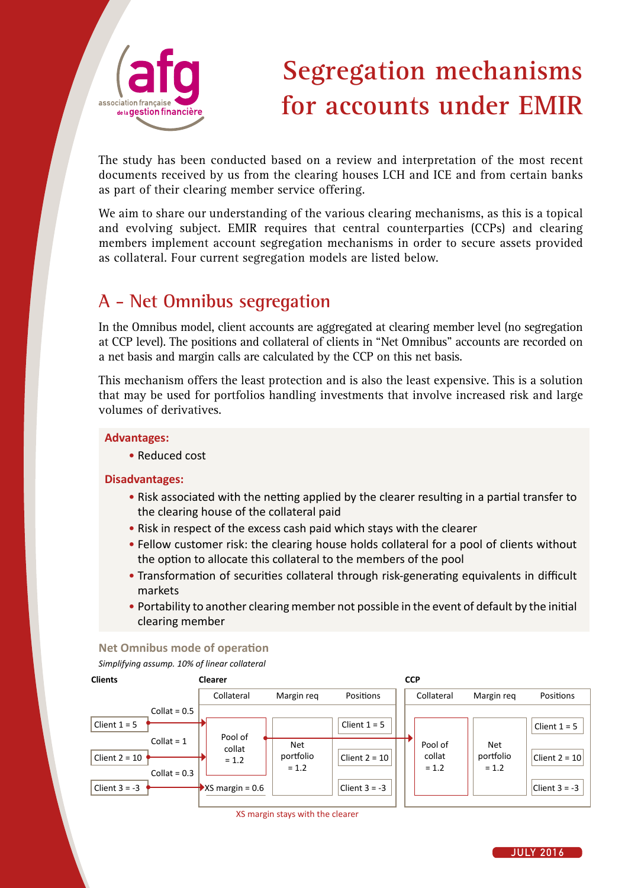# Segregation mechanisms for accounts under EMIR

The study has been conducted based on a review and interpretation of the most recent documents received by us from the clearing houses LCH and ICE and from certain banks as part of their clearing member service offering.

We aim to share our understanding of the various clearing mechanisms, as this is a topical and evolving subject. EMIR requires that central counterparties (CCPs) and clearing members implement account segregation mechanisms in order to secure assets provided as collateral. Four current segregation models are listed below.

## A - Net Omnibus segregation

In the Omnibus model, client accounts are aggregated at clearing member level (no segregation at CCP level). The positions and collateral of clients in "Net Omnibus" accounts are recorded on a net basis and margin calls are calculated by the CCP on this net basis.

This mechanism offers the least protection and is also the least expensive. This is a solution that may be used for portfolios handling investments that involve increased risk and large volumes of derivatives.

**Advantages:**

- Reduced cost

**Disadvantages:**

- Risk associated with the netting applied by the clearer resulting in a partial transfer to the clearing house of the collateral paid
- Risk in respect of the excess cash paid which stays with the clearer
- Fellow customer risk: the clearing house holds collateral for a pool of clients without the option to allocate this collateral to the members of the pool
- Transformation of securities collateral through risk-generating equivalents in difficult markets
- Portability to another clearing member not possible in the event of default by the initial clearing member

### Net Omnibus mode of operation

*Simplifying assump. 10% of linear collateral*

**Clients**

- Client 1 = 5 (Collat = 0.5)
- Client 2 = 10 (Collat = 1)
- Client 3 = -3 (Collat = 0.3)

**Clearer**

| Collateral | Margin req | Positions |
|---|---|---|
| Pool of collat = 1.2 | Net portfolio = 1.2 | Client 1 = 5 |
| | | Client 2 = 10 |
| XS margin = 0.6 | | Client 3 = -3 |

**CCP**

| Collateral | Margin req | Positions |
|---|---|---|
| Pool of collat = 1.2 | Net portfolio = 1.2 | Client 1 = 5 |
| | | Client 2 = 10 |
| | | Client 3 = -3 |

XS margin stays with the clearer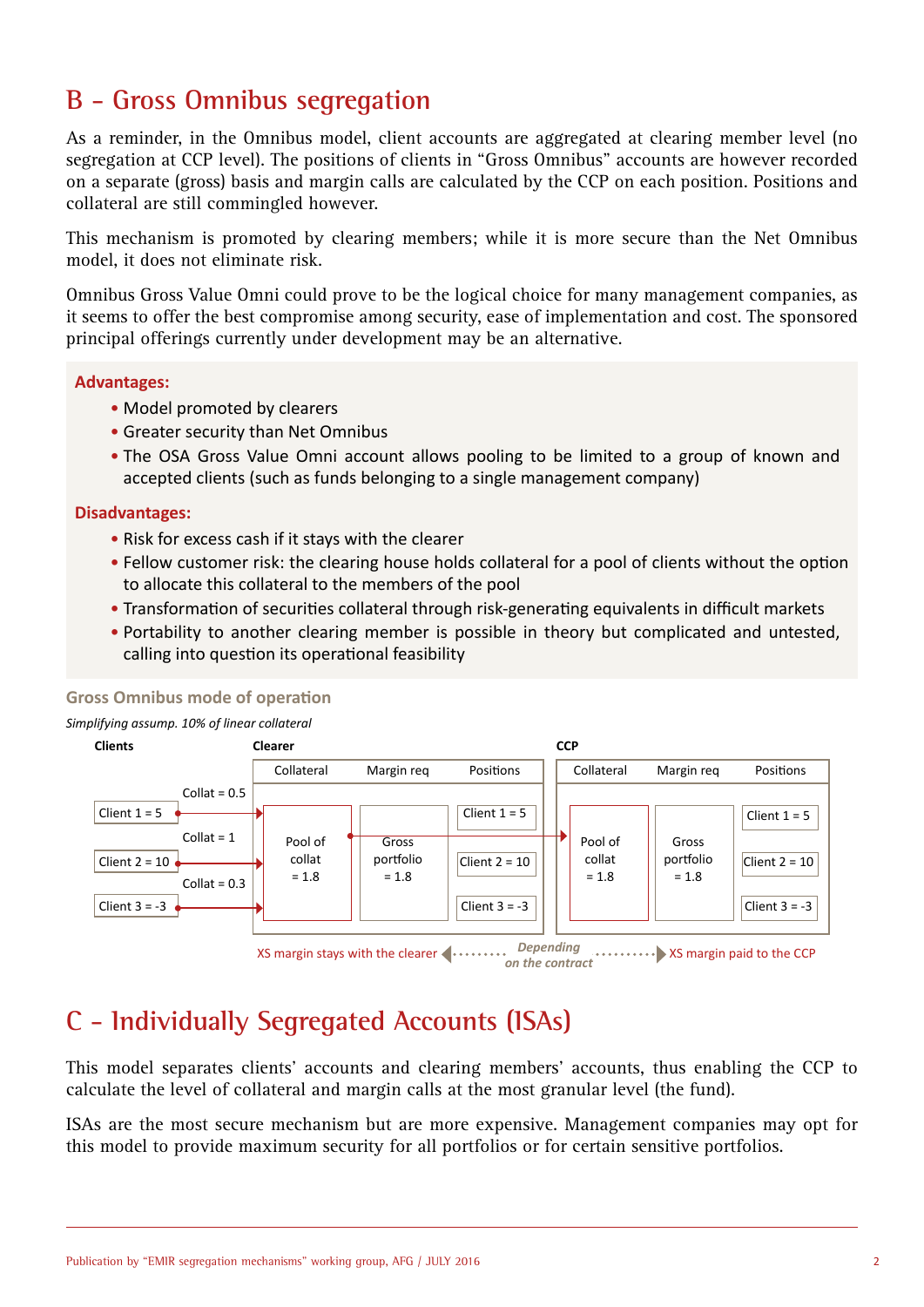## B – Gross Omnibus segregation

As a reminder, in the Omnibus model, client accounts are aggregated at clearing member level (no segregation at CCP level). The positions of clients in "Gross Omnibus" accounts are however recorded on a separate (gross) basis and margin calls are calculated by the CCP on each position. Positions and collateral are still commingled however.

This mechanism is promoted by clearing members; while it is more secure than the Net Omnibus model, it does not eliminate risk.

Omnibus Gross Value Omni could prove to be the logical choice for many management companies, as it seems to offer the best compromise among security, ease of implementation and cost. The sponsored principal offerings currently under development may be an alternative.

**Advantages:**

- Model promoted by clearers
- Greater security than Net Omnibus
- The OSA Gross Value Omni account allows pooling to be limited to a group of known and accepted clients (such as funds belonging to a single management company)

**Disadvantages:**

- Risk for excess cash if it stays with the clearer
- Fellow customer risk: the clearing house holds collateral for a pool of clients without the option to allocate this collateral to the members of the pool
- Transformation of securities collateral through risk-generating equivalents in difficult markets
- Portability to another clearing member is possible in theory but complicated and untested, calling into question its operational feasibility

**Gross Omnibus mode of operation**

*Simplifying assump. 10% of linear collateral*

**Clients**
- Client 1 = 5 (Collat = 0.5)
- Client 2 = 10 (Collat = 1)
- Client 3 = -3 (Collat = 0.3)

**Clearer**

| Collateral | Margin req | Positions |
|---|---|---|
| Pool of collat = 1.8 | Gross portfolio = 1.8 | Client 1 = 5 |
| | | Client 2 = 10 |
| | | Client 3 = -3 |

**CCP**

| Collateral | Margin req | Positions |
|---|---|---|
| Pool of collat = 1.8 | Gross portfolio = 1.8 | Client 1 = 5 |
| | | Client 2 = 10 |
| | | Client 3 = -3 |

XS margin stays with the clearer ◄······ *Depending on the contract* ······► XS margin paid to the CCP

## C – Individually Segregated Accounts (ISAs)

This model separates clients' accounts and clearing members' accounts, thus enabling the CCP to calculate the level of collateral and margin calls at the most granular level (the fund).

ISAs are the most secure mechanism but are more expensive. Management companies may opt for this model to provide maximum security for all portfolios or for certain sensitive portfolios.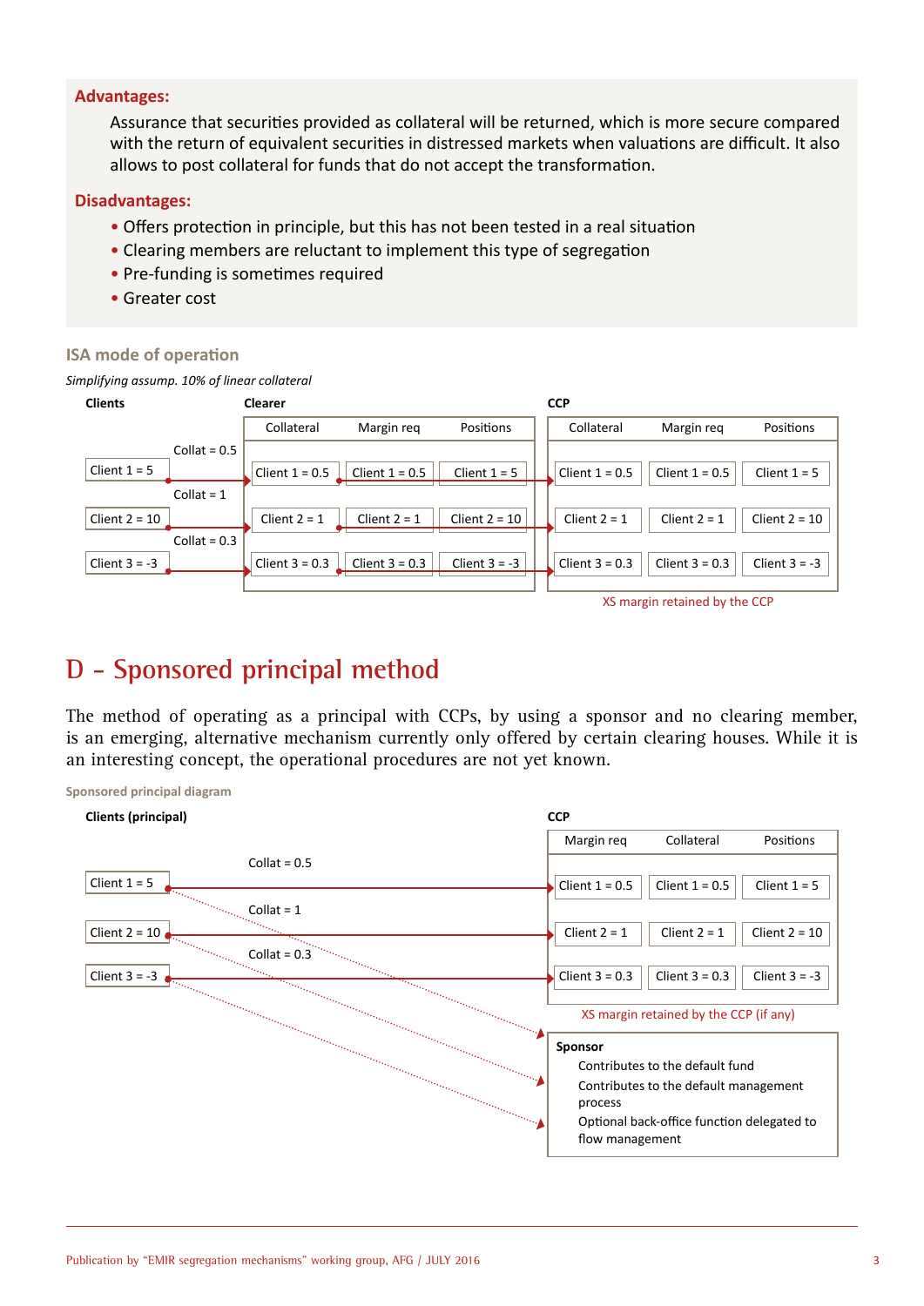**Advantages:**

Assurance that securities provided as collateral will be returned, which is more secure compared with the return of equivalent securities in distressed markets when valuations are difficult. It also allows to post collateral for funds that do not accept the transformation.

**Disadvantages:**

- Offers protection in principle, but this has not been tested in a real situation
- Clearing members are reluctant to implement this type of segregation
- Pre-funding is sometimes required
- Greater cost

### ISA mode of operation

*Simplifying assump. 10% of linear collateral*

**Clients**

| Clients | Transfer to Clearer |
| --- | --- |
| Client 1 = 5 | Collat = 0.5 |
| Client 2 = 10 | Collat = 1 |
| Client 3 = -3 | Collat = 0.3 |

**Clearer**

| Collateral | Margin req | Positions |
| --- | --- | --- |
| Client 1 = 0.5 | Client 1 = 0.5 | Client 1 = 5 |
| Client 2 = 1 | Client 2 = 1 | Client 2 = 10 |
| Client 3 = 0.3 | Client 3 = 0.3 | Client 3 = -3 |

**CCP**

| Collateral | Margin req | Positions |
| --- | --- | --- |
| Client 1 = 0.5 | Client 1 = 0.5 | Client 1 = 5 |
| Client 2 = 1 | Client 2 = 1 | Client 2 = 10 |
| Client 3 = 0.3 | Client 3 = 0.3 | Client 3 = -3 |

XS margin retained by the CCP

# D – Sponsored principal method

The method of operating as a principal with CCPs, by using a sponsor and no clearing member, is an emerging, alternative mechanism currently only offered by certain clearing houses. While it is an interesting concept, the operational procedures are not yet known.

### Sponsored principal diagram

**Clients (principal)**

| Clients (principal) | Transfer to CCP |
| --- | --- |
| Client 1 = 5 | Collat = 0.5 |
| Client 2 = 10 | Collat = 1 |
| Client 3 = -3 | Collat = 0.3 |

**CCP**

| Margin req | Collateral | Positions |
| --- | --- | --- |
| Client 1 = 0.5 | Client 1 = 0.5 | Client 1 = 5 |
| Client 2 = 1 | Client 2 = 1 | Client 2 = 10 |
| Client 3 = 0.3 | Client 3 = 0.3 | Client 3 = -3 |

XS margin retained by the CCP (if any)

**Sponsor**

- Contributes to the default fund
- Contributes to the default management process
- Optional back-office function delegated to flow management

Publication by "EMIR segregation mechanisms" working group, AFG / JULY 2016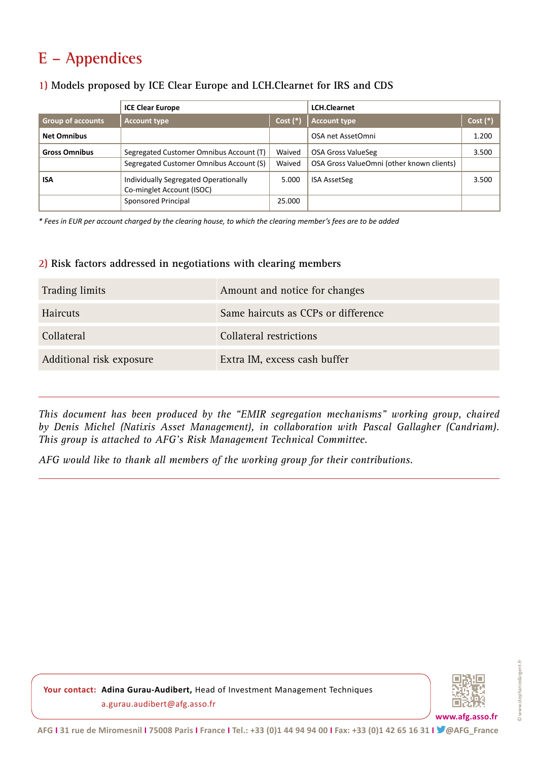# E – Appendices

## 1) Models proposed by ICE Clear Europe and LCH.Clearnet for IRS and CDS

| | ICE Clear Europe | | LCH.Clearnet | |
|---|---|---|---|---|
| **Group of accounts** | **Account type** | **Cost (*)** | **Account type** | **Cost (*)** |
| **Net Omnibus** | | | OSA net AssetOmni | 1.200 |
| **Gross Omnibus** | Segregated Customer Omnibus Account (T) | Waived | OSA Gross ValueSeg | 3.500 |
| | Segregated Customer Omnibus Account (S) | Waived | OSA Gross ValueOmni (other known clients) | |
| **ISA** | Individually Segregated Operationally Co-minglet Account (ISOC) | 5.000 | ISA AssetSeg | 3.500 |
| | Sponsored Principal | 25.000 | | |

*\* Fees in EUR per account charged by the clearing house, to which the clearing member's fees are to be added*

## 2) Risk factors addressed in negotiations with clearing members

| | |
|---|---|
| Trading limits | Amount and notice for changes |
| Haircuts | Same haircuts as CCPs or difference |
| Collateral | Collateral restrictions |
| Additional risk exposure | Extra IM, excess cash buffer |

*This document has been produced by the "EMIR segregation mechanisms" working group, chaired by Denis Michel (Natixis Asset Management), in collaboration with Pascal Gallagher (Candriam). This group is attached to AFG's Risk Management Technical Committee.*

*AFG would like to thank all members of the working group for their contributions.*

**Your contact:** **Adina Gurau-Audibert,** Head of Investment Management Techniques
a.gurau.audibert@afg.asso.fr

www.afg.asso.fr

AFG | 31 rue de Miromesnil | 75008 Paris | France | Tel.: +33 (0)1 44 94 94 00 | Fax: +33 (0)1 42 65 16 31 | @AFG_France